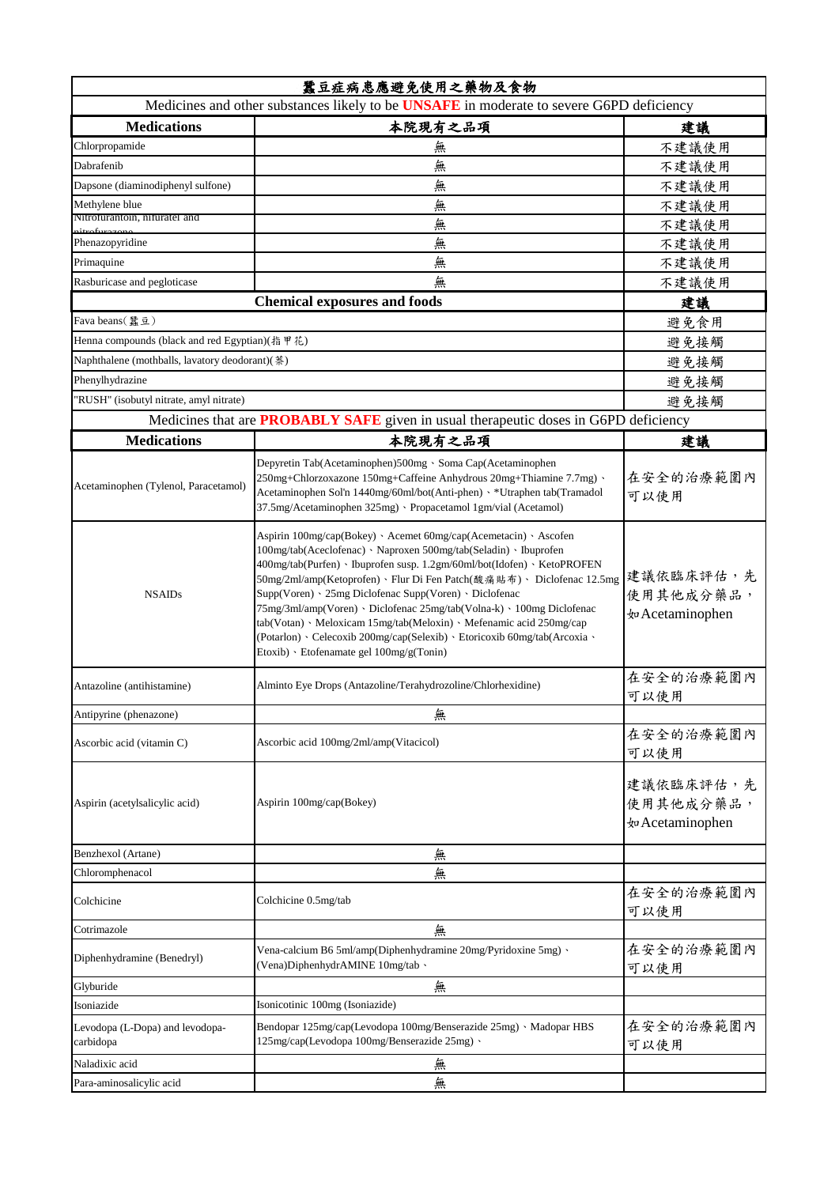# 蠶豆症病患應避免使用之藥物及食物

## Medicines and other substances likely to be **UNSAFE** in moderate to severe G6PD deficiency

| Medications | 本院現有之品項 | 建議 |
|---|---|---|
| Chlorpropamide | 無 | 不建議使用 |
| Dabrafenib | 無 | 不建議使用 |
| Dapsone (diaminodiphenyl sulfone) | 無 | 不建議使用 |
| Methylene blue | 無 | 不建議使用 |
| Nitrofurantoin, nifuratel and nitrofurazone | 無 | 不建議使用 |
| Phenazopyridine | 無 | 不建議使用 |
| Primaquine | 無 | 不建議使用 |
| Rasburicase and pegloticase | 無 | 不建議使用 |

| Chemical exposures and foods | 建議 |
|---|---|
| Fava beans(蠶豆) | 避免食用 |
| Henna compounds (black and red Egyptian)(指甲花) | 避免接觸 |
| Naphthalene (mothballs, lavatory deodorant)(萘) | 避免接觸 |
| Phenylhydrazine | 避免接觸 |
| "RUSH" (isobutyl nitrate, amyl nitrate) | 避免接觸 |

## Medicines that are **PROBABLY SAFE** given in usual therapeutic doses in G6PD deficiency

| Medications | 本院現有之品項 | 建議 |
|---|---|---|
| Acetaminophen (Tylenol, Paracetamol) | Depyretin Tab(Acetaminophen)500mg、Soma Cap(Acetaminophen 250mg+Chlorzoxazone 150mg+Caffeine Anhydrous 20mg+Thiamine 7.7mg)、Acetaminophen Sol'n 1440mg/60ml/bot(Anti-phen)、*Utraphen tab(Tramadol 37.5mg/Acetaminophen 325mg)、Propacetamol 1gm/vial (Acetamol) | 在安全的治療範圍內可以使用 |
| NSAIDs | Aspirin 100mg/cap(Bokey)、Acemet 60mg/cap(Acemetacin)、Ascofen 100mg/tab(Aceclofenac)、Naproxen 500mg/tab(Seladin)、Ibuprofen 400mg/tab(Purfen)、Ibuprofen susp. 1.2gm/60ml/bot(Idofen)、KetoPROFEN 50mg/2ml/amp(Ketoprofen)、Flur Di Fen Patch(酸痛貼布)、Diclofenac 12.5mg Supp(Voren)、25mg Diclofenac Supp(Voren)、Diclofenac 75mg/3ml/amp(Voren)、Diclofenac 25mg/tab(Volna-k)、100mg Diclofenac tab(Votan)、Meloxicam 15mg/tab(Meloxin)、Mefenamic acid 250mg/cap (Potarlon)、Celecoxib 200mg/cap(Selexib)、Etoricoxib 60mg/tab(Arcoxia、Etoxib)、Etofenamate gel 100mg/g(Tonin) | 建議依臨床評估，先使用其他成分藥品，如Acetaminophen |
| Antazoline (antihistamine) | Alminto Eye Drops (Antazoline/Terahydrozoline/Chlorhexidine) | 在安全的治療範圍內可以使用 |
| Antipyrine (phenazone) | 無 | |
| Ascorbic acid (vitamin C) | Ascorbic acid 100mg/2ml/amp(Vitacicol) | 在安全的治療範圍內可以使用 |
| Aspirin (acetylsalicylic acid) | Aspirin 100mg/cap(Bokey) | 建議依臨床評估，先使用其他成分藥品，如Acetaminophen |
| Benzhexol (Artane) | 無 | |
| Chloromphenacol | 無 | |
| Colchicine | Colchicine 0.5mg/tab | 在安全的治療範圍內可以使用 |
| Cotrimazole | 無 | |
| Diphenhydramine (Benedryl) | Vena-calcium B6 5ml/amp(Diphenhydramine 20mg/Pyridoxine 5mg)、(Vena)DiphenhydrAMINE 10mg/tab、 | 在安全的治療範圍內可以使用 |
| Glyburide | 無 | |
| Isoniazide | Isonicotinic 100mg (Isoniazide) | |
| Levodopa (L-Dopa) and levodopa-carbidopa | Bendopar 125mg/cap(Levodopa 100mg/Benserazide 25mg)、Madopar HBS 125mg/cap(Levodopa 100mg/Benserazide 25mg)、 | 在安全的治療範圍內可以使用 |
| Naladixic acid | 無 | |
| Para-aminosalicylic acid | 無 | |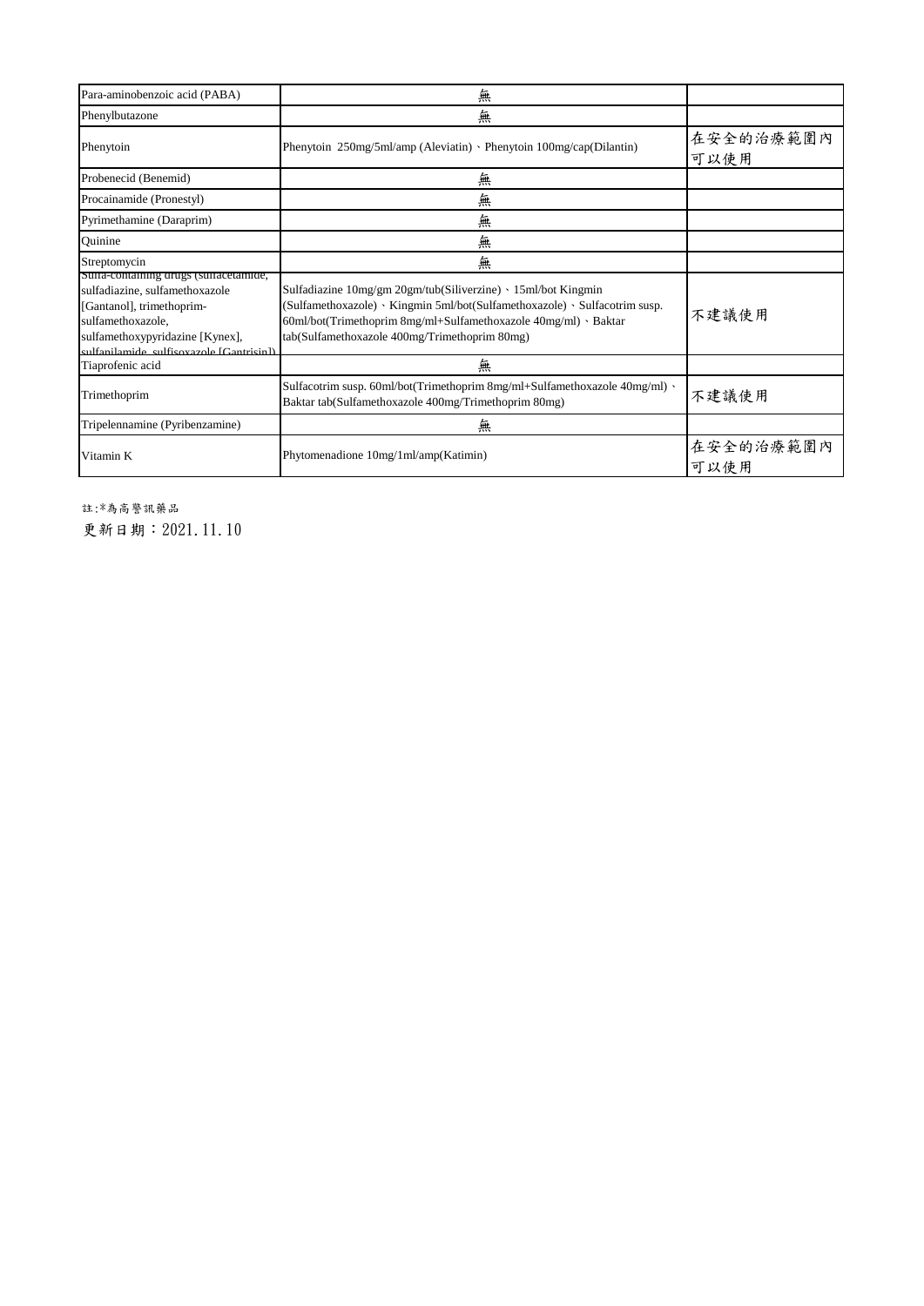| | | |
|---|---|---|
| Para-aminobenzoic acid (PABA) | 無 | |
| Phenylbutazone | 無 | |
| Phenytoin | Phenytoin 250mg/5ml/amp (Aleviatin)、Phenytoin 100mg/cap(Dilantin) | 在安全的治療範圍內可以使用 |
| Probenecid (Benemid) | 無 | |
| Procainamide (Pronestyl) | 無 | |
| Pyrimethamine (Daraprim) | 無 | |
| Quinine | 無 | |
| Streptomycin | 無 | |
| Sulfa-containing drugs (sulfacetamide, sulfadiazine, sulfamethoxazole [Gantanol], trimethoprim-sulfamethoxazole, sulfamethoxypyridazine [Kynex], sulfanilamide, sulfisoxazole [Gantrisin]) | Sulfadiazine 10mg/gm 20gm/tub(Siliverzine)、15ml/bot Kingmin (Sulfamethoxazole)、Kingmin 5ml/bot(Sulfamethoxazole)、Sulfacotrim susp. 60ml/bot(Trimethoprim 8mg/ml+Sulfamethoxazole 40mg/ml)、Baktar tab(Sulfamethoxazole 400mg/Trimethoprim 80mg) | 不建議使用 |
| Tiaprofenic acid | 無 | |
| Trimethoprim | Sulfacotrim susp. 60ml/bot(Trimethoprim 8mg/ml+Sulfamethoxazole 40mg/ml)、Baktar tab(Sulfamethoxazole 400mg/Trimethoprim 80mg) | 不建議使用 |
| Tripelennamine (Pyribenzamine) | 無 | |
| Vitamin K | Phytomenadione 10mg/1ml/amp(Katimin) | 在安全的治療範圍內可以使用 |

註:*為高警訊藥品

更新日期：2021.11.10